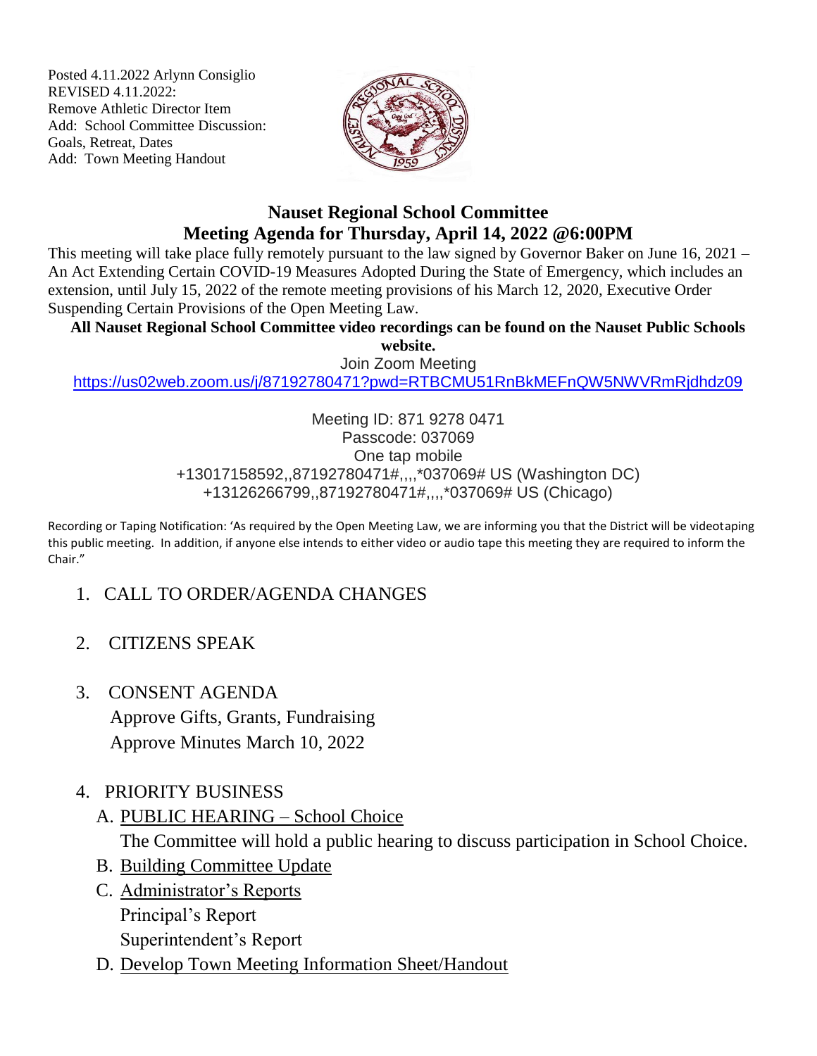Posted 4.11.2022 Arlynn Consiglio
REVISED 4.11.2022:
Remove Athletic Director Item
Add: School Committee Discussion: Goals, Retreat, Dates
Add: Town Meeting Handout

# Nauset Regional School Committee
# Meeting Agenda for Thursday, April 14, 2022 @6:00PM

This meeting will take place fully remotely pursuant to the law signed by Governor Baker on June 16, 2021 – An Act Extending Certain COVID-19 Measures Adopted During the State of Emergency, which includes an extension, until July 15, 2022 of the remote meeting provisions of his March 12, 2020, Executive Order Suspending Certain Provisions of the Open Meeting Law.

**All Nauset Regional School Committee video recordings can be found on the Nauset Public Schools website.**

Join Zoom Meeting
https://us02web.zoom.us/j/87192780471?pwd=RTBCMU51RnBkMEFnQW5NWVRmRjdhdz09

Meeting ID: 871 9278 0471
Passcode: 037069
One tap mobile
+13017158592,,87192780471#,,,,*037069# US (Washington DC)
+13126266799,,87192780471#,,,,*037069# US (Chicago)

Recording or Taping Notification: 'As required by the Open Meeting Law, we are informing you that the District will be videotaping this public meeting. In addition, if anyone else intends to either video or audio tape this meeting they are required to inform the Chair."

1. CALL TO ORDER/AGENDA CHANGES

2. CITIZENS SPEAK

3. CONSENT AGENDA
   Approve Gifts, Grants, Fundraising
   Approve Minutes March 10, 2022

4. PRIORITY BUSINESS
   A. PUBLIC HEARING – School Choice
      The Committee will hold a public hearing to discuss participation in School Choice.
   B. Building Committee Update
   C. Administrator's Reports
      Principal's Report
      Superintendent's Report
   D. Develop Town Meeting Information Sheet/Handout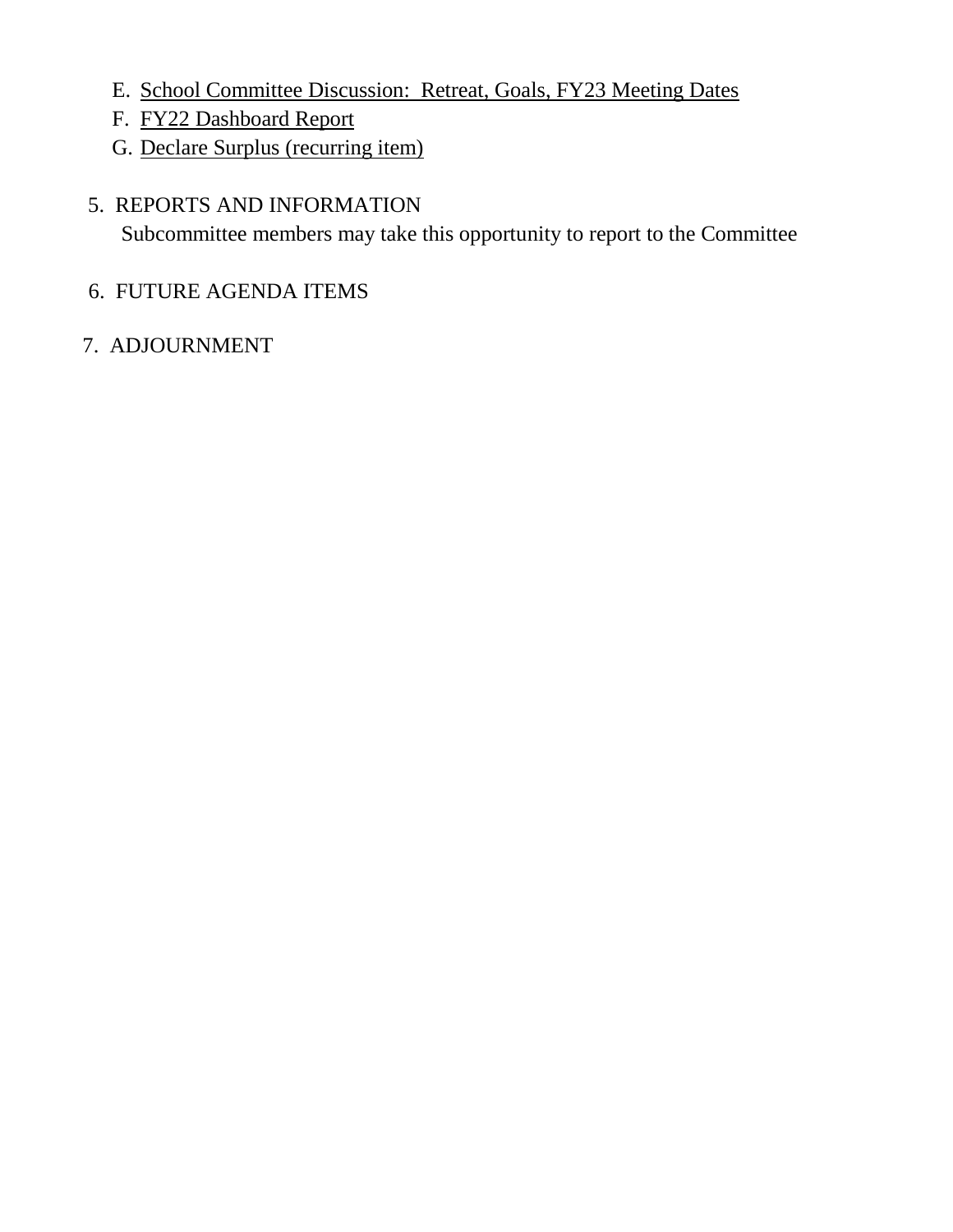E. <u>School Committee Discussion:  Retreat, Goals, FY23 Meeting Dates</u>
F. <u>FY22 Dashboard Report</u>
G. <u>Declare Surplus (recurring item)</u>

5. REPORTS AND INFORMATION
   Subcommittee members may take this opportunity to report to the Committee

6. FUTURE AGENDA ITEMS

7. ADJOURNMENT